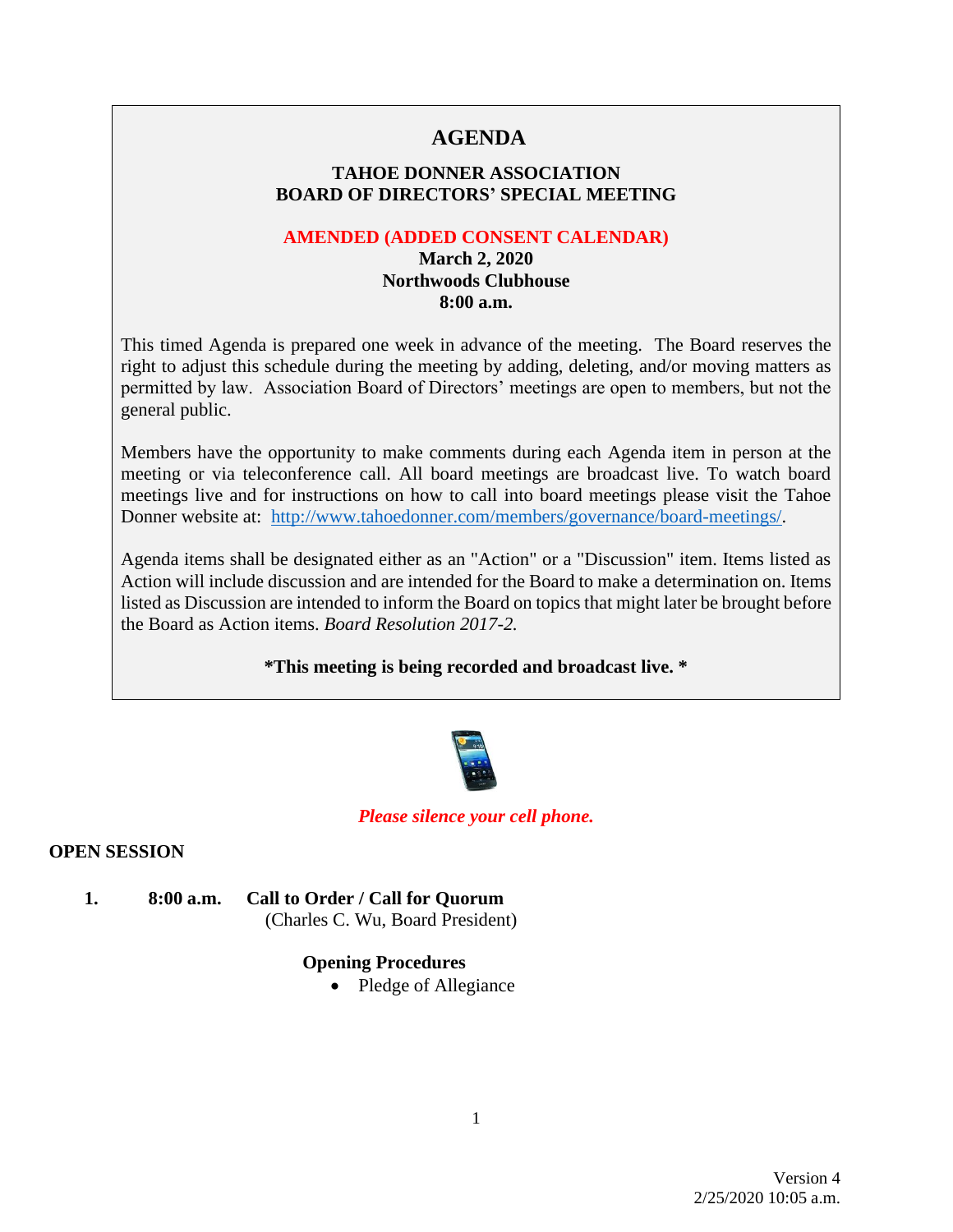# AGENDA

## TAHOE DONNER ASSOCIATION
## BOARD OF DIRECTORS' SPECIAL MEETING

**AMENDED (ADDED CONSENT CALENDAR)**
**March 2, 2020**
**Northwoods Clubhouse**
**8:00 a.m.**

This timed Agenda is prepared one week in advance of the meeting. The Board reserves the right to adjust this schedule during the meeting by adding, deleting, and/or moving matters as permitted by law. Association Board of Directors' meetings are open to members, but not the general public.

Members have the opportunity to make comments during each Agenda item in person at the meeting or via teleconference call. All board meetings are broadcast live. To watch board meetings live and for instructions on how to call into board meetings please visit the Tahoe Donner website at: http://www.tahoedonner.com/members/governance/board-meetings/.

Agenda items shall be designated either as an "Action" or a "Discussion" item. Items listed as Action will include discussion and are intended for the Board to make a determination on. Items listed as Discussion are intended to inform the Board on topics that might later be brought before the Board as Action items. *Board Resolution 2017-2.*

**\*This meeting is being recorded and broadcast live. \***

*Please silence your cell phone.*

**OPEN SESSION**

1. **8:00 a.m. Call to Order / Call for Quorum**
   (Charles C. Wu, Board President)

   **Opening Procedures**
   - Pledge of Allegiance

Version 4
2/25/2020 10:05 a.m.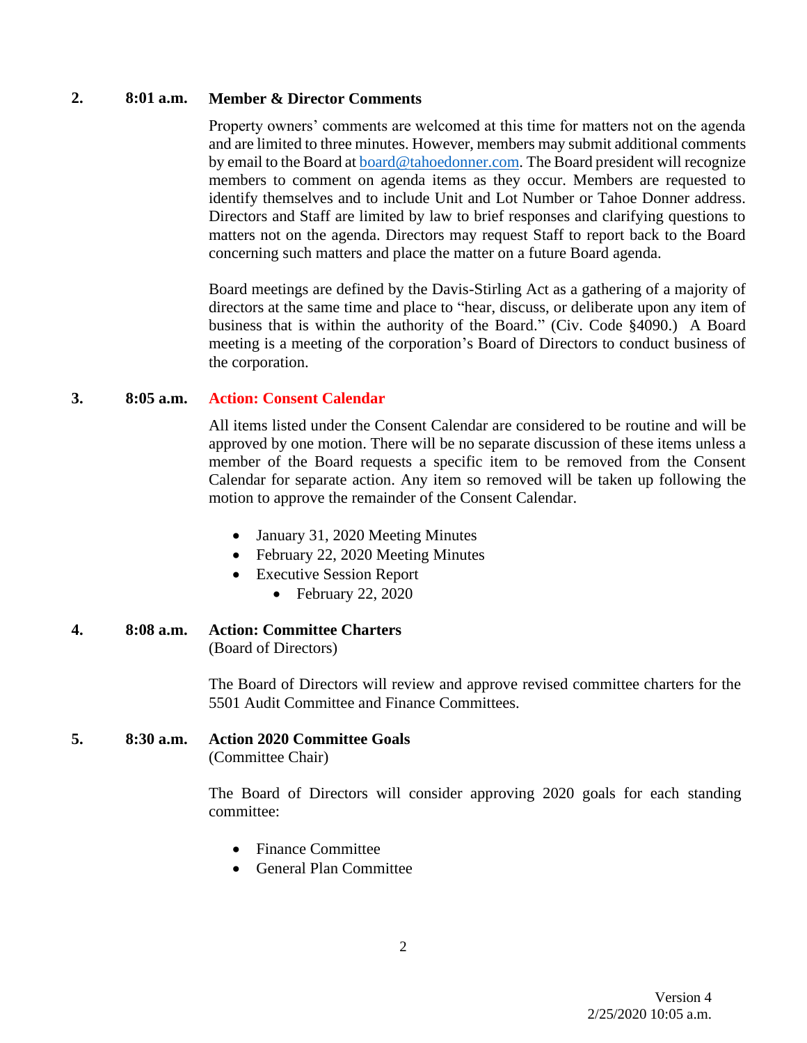**2. 8:01 a.m. Member & Director Comments**

Property owners' comments are welcomed at this time for matters not on the agenda and are limited to three minutes. However, members may submit additional comments by email to the Board at board@tahoedonner.com. The Board president will recognize members to comment on agenda items as they occur. Members are requested to identify themselves and to include Unit and Lot Number or Tahoe Donner address. Directors and Staff are limited by law to brief responses and clarifying questions to matters not on the agenda. Directors may request Staff to report back to the Board concerning such matters and place the matter on a future Board agenda.

Board meetings are defined by the Davis-Stirling Act as a gathering of a majority of directors at the same time and place to "hear, discuss, or deliberate upon any item of business that is within the authority of the Board." (Civ. Code §4090.) A Board meeting is a meeting of the corporation's Board of Directors to conduct business of the corporation.

**3. 8:05 a.m. Action: Consent Calendar**

All items listed under the Consent Calendar are considered to be routine and will be approved by one motion. There will be no separate discussion of these items unless a member of the Board requests a specific item to be removed from the Consent Calendar for separate action. Any item so removed will be taken up following the motion to approve the remainder of the Consent Calendar.

- January 31, 2020 Meeting Minutes
- February 22, 2020 Meeting Minutes
- Executive Session Report
  - February 22, 2020

**4. 8:08 a.m. Action: Committee Charters**
(Board of Directors)

The Board of Directors will review and approve revised committee charters for the 5501 Audit Committee and Finance Committees.

**5. 8:30 a.m. Action 2020 Committee Goals**
(Committee Chair)

The Board of Directors will consider approving 2020 goals for each standing committee:

- Finance Committee
- General Plan Committee

Version 4
2/25/2020 10:05 a.m.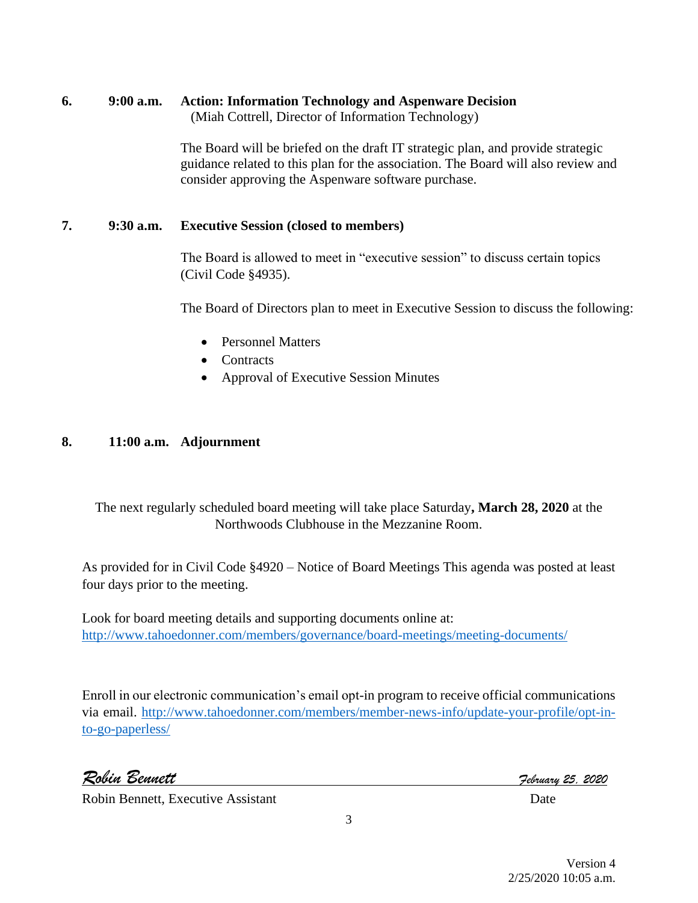**6.** **9:00 a.m.** **Action: Information Technology and Aspenware Decision**
(Miah Cottrell, Director of Information Technology)

The Board will be briefed on the draft IT strategic plan, and provide strategic guidance related to this plan for the association. The Board will also review and consider approving the Aspenware software purchase.

**7.** **9:30 a.m.** **Executive Session (closed to members)**

The Board is allowed to meet in "executive session" to discuss certain topics (Civil Code §4935).

The Board of Directors plan to meet in Executive Session to discuss the following:

- Personnel Matters
- Contracts
- Approval of Executive Session Minutes

**8.** **11:00 a.m.** **Adjournment**

The next regularly scheduled board meeting will take place Saturday**, March 28, 2020** at the Northwoods Clubhouse in the Mezzanine Room.

As provided for in Civil Code §4920 – Notice of Board Meetings This agenda was posted at least four days prior to the meeting.

Look for board meeting details and supporting documents online at:
http://www.tahoedonner.com/members/governance/board-meetings/meeting-documents/

Enroll in our electronic communication's email opt-in program to receive official communications via email. http://www.tahoedonner.com/members/member-news-info/update-your-profile/opt-in-to-go-paperless/

*Robin Bennett* *February 25, 2020*

Robin Bennett, Executive Assistant Date

Version 4
2/25/2020 10:05 a.m.